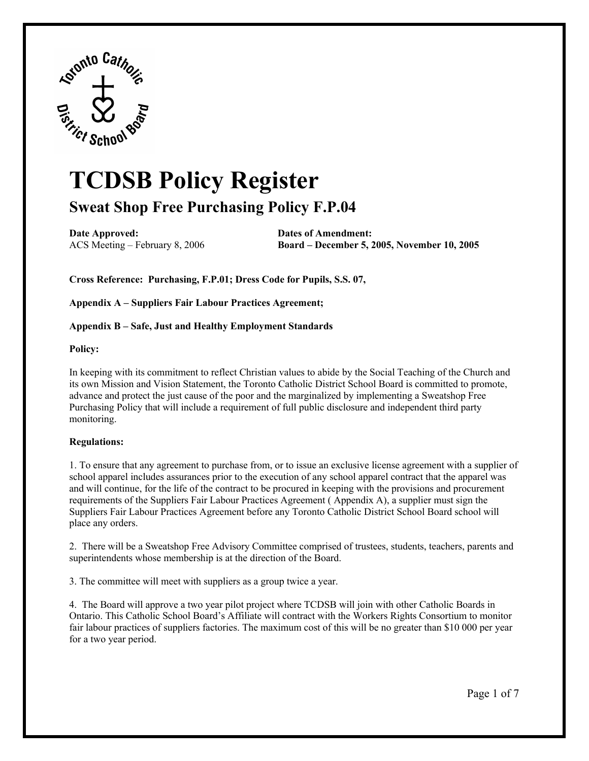# TCDSB Policy Register

## Sweat Shop Free Purchasing Policy F.P.04

**Date Approved:**
ACS Meeting – February 8, 2006

**Dates of Amendment:**
**Board – December 5, 2005, November 10, 2005**

**Cross Reference: Purchasing, F.P.01; Dress Code for Pupils, S.S. 07,**

**Appendix A – Suppliers Fair Labour Practices Agreement;**

**Appendix B – Safe, Just and Healthy Employment Standards**

**Policy:**

In keeping with its commitment to reflect Christian values to abide by the Social Teaching of the Church and its own Mission and Vision Statement, the Toronto Catholic District School Board is committed to promote, advance and protect the just cause of the poor and the marginalized by implementing a Sweatshop Free Purchasing Policy that will include a requirement of full public disclosure and independent third party monitoring.

**Regulations:**

1. To ensure that any agreement to purchase from, or to issue an exclusive license agreement with a supplier of school apparel includes assurances prior to the execution of any school apparel contract that the apparel was and will continue, for the life of the contract to be procured in keeping with the provisions and procurement requirements of the Suppliers Fair Labour Practices Agreement ( Appendix A), a supplier must sign the Suppliers Fair Labour Practices Agreement before any Toronto Catholic District School Board school will place any orders.

2. There will be a Sweatshop Free Advisory Committee comprised of trustees, students, teachers, parents and superintendents whose membership is at the direction of the Board.

3. The committee will meet with suppliers as a group twice a year.

4. The Board will approve a two year pilot project where TCDSB will join with other Catholic Boards in Ontario. This Catholic School Board's Affiliate will contract with the Workers Rights Consortium to monitor fair labour practices of suppliers factories. The maximum cost of this will be no greater than $10 000 per year for a two year period.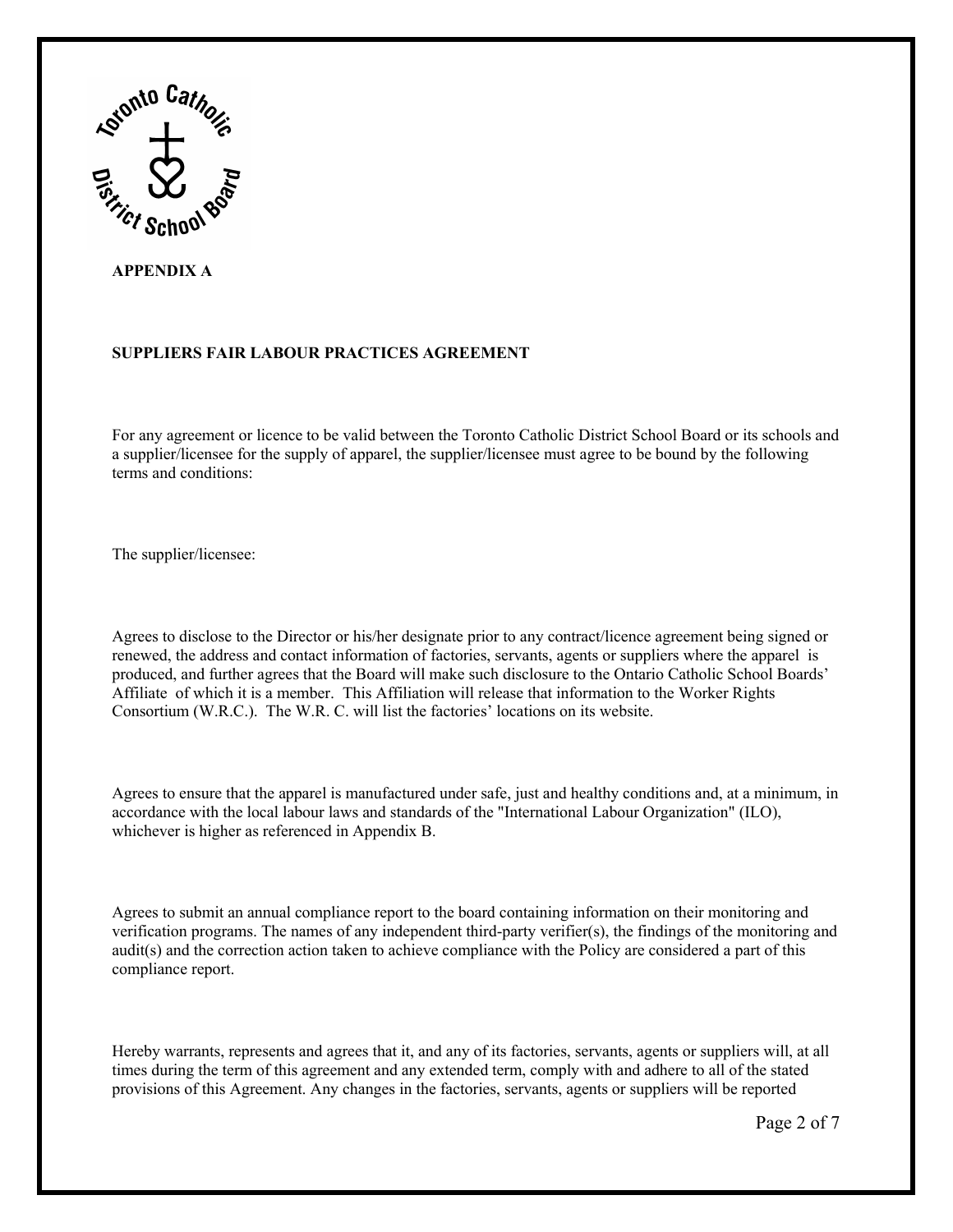**APPENDIX A**

**SUPPLIERS FAIR LABOUR PRACTICES AGREEMENT**

For any agreement or licence to be valid between the Toronto Catholic District School Board or its schools and a supplier/licensee for the supply of apparel, the supplier/licensee must agree to be bound by the following terms and conditions:

The supplier/licensee:

Agrees to disclose to the Director or his/her designate prior to any contract/licence agreement being signed or renewed, the address and contact information of factories, servants, agents or suppliers where the apparel is produced, and further agrees that the Board will make such disclosure to the Ontario Catholic School Boards' Affiliate of which it is a member. This Affiliation will release that information to the Worker Rights Consortium (W.R.C.). The W.R. C. will list the factories' locations on its website.

Agrees to ensure that the apparel is manufactured under safe, just and healthy conditions and, at a minimum, in accordance with the local labour laws and standards of the "International Labour Organization" (ILO), whichever is higher as referenced in Appendix B.

Agrees to submit an annual compliance report to the board containing information on their monitoring and verification programs. The names of any independent third-party verifier(s), the findings of the monitoring and audit(s) and the correction action taken to achieve compliance with the Policy are considered a part of this compliance report.

Hereby warrants, represents and agrees that it, and any of its factories, servants, agents or suppliers will, at all times during the term of this agreement and any extended term, comply with and adhere to all of the stated provisions of this Agreement. Any changes in the factories, servants, agents or suppliers will be reported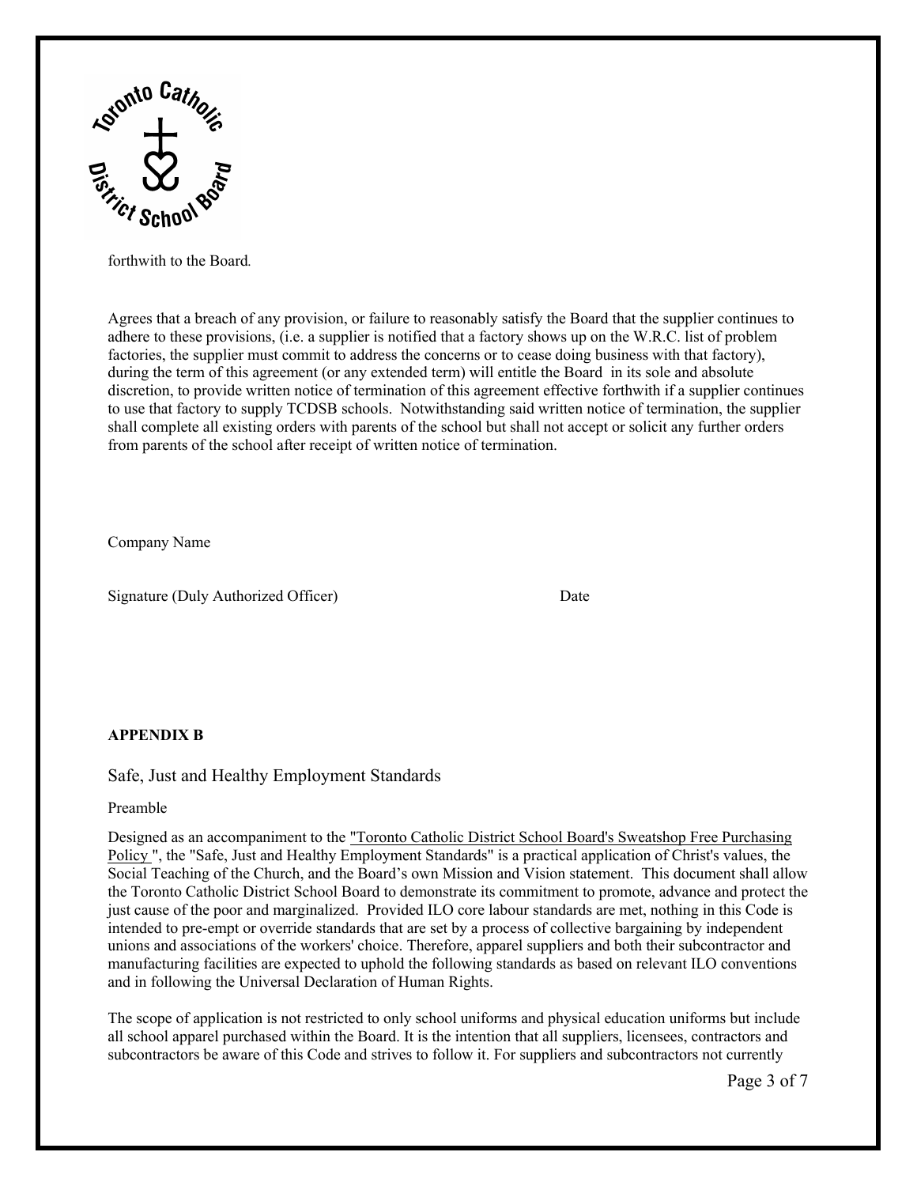forthwith to the Board.

Agrees that a breach of any provision, or failure to reasonably satisfy the Board that the supplier continues to adhere to these provisions, (i.e. a supplier is notified that a factory shows up on the W.R.C. list of problem factories, the supplier must commit to address the concerns or to cease doing business with that factory), during the term of this agreement (or any extended term) will entitle the Board in its sole and absolute discretion, to provide written notice of termination of this agreement effective forthwith if a supplier continues to use that factory to supply TCDSB schools. Notwithstanding said written notice of termination, the supplier shall complete all existing orders with parents of the school but shall not accept or solicit any further orders from parents of the school after receipt of written notice of termination.

Company Name

Signature (Duly Authorized Officer) Date

**APPENDIX B**

## Safe, Just and Healthy Employment Standards

Preamble

Designed as an accompaniment to the "Toronto Catholic District School Board's Sweatshop Free Purchasing Policy ", the "Safe, Just and Healthy Employment Standards" is a practical application of Christ's values, the Social Teaching of the Church, and the Board's own Mission and Vision statement. This document shall allow the Toronto Catholic District School Board to demonstrate its commitment to promote, advance and protect the just cause of the poor and marginalized. Provided ILO core labour standards are met, nothing in this Code is intended to pre-empt or override standards that are set by a process of collective bargaining by independent unions and associations of the workers' choice. Therefore, apparel suppliers and both their subcontractor and manufacturing facilities are expected to uphold the following standards as based on relevant ILO conventions and in following the Universal Declaration of Human Rights.

The scope of application is not restricted to only school uniforms and physical education uniforms but include all school apparel purchased within the Board. It is the intention that all suppliers, licensees, contractors and subcontractors be aware of this Code and strives to follow it. For suppliers and subcontractors not currently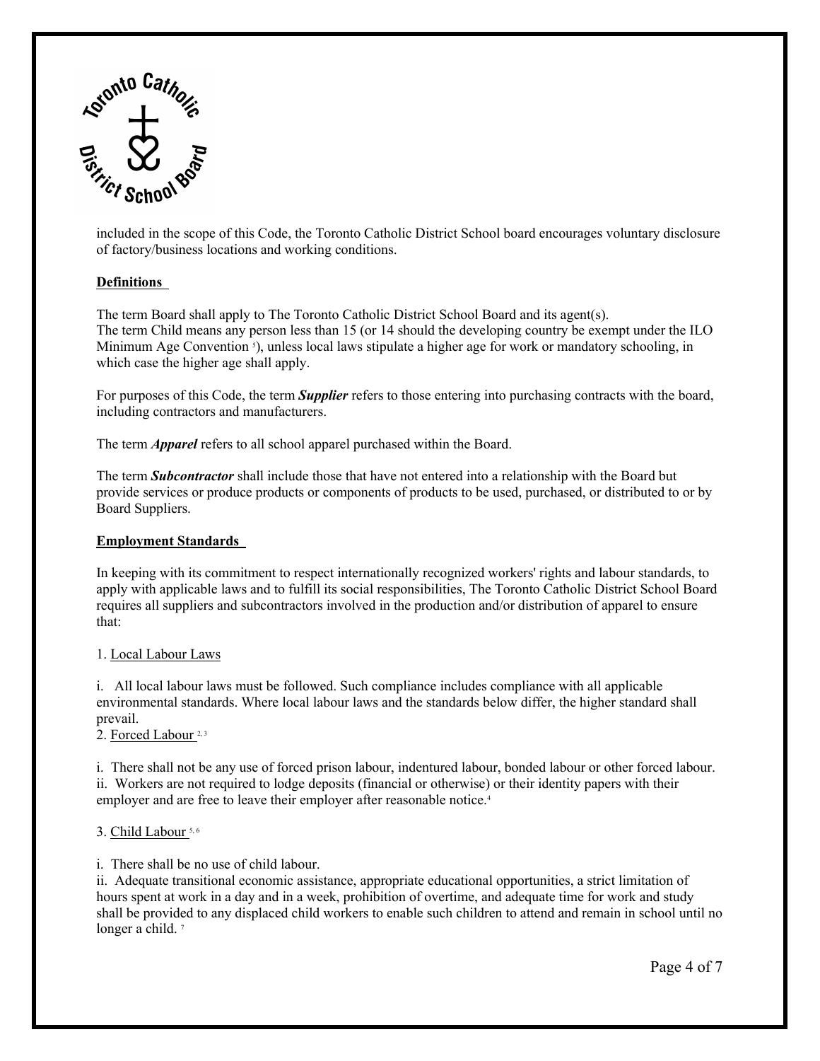included in the scope of this Code, the Toronto Catholic District School board encourages voluntary disclosure of factory/business locations and working conditions.

**Definitions**

The term Board shall apply to The Toronto Catholic District School Board and its agent(s).
The term Child means any person less than 15 (or 14 should the developing country be exempt under the ILO Minimum Age Convention [5]), unless local laws stipulate a higher age for work or mandatory schooling, in which case the higher age shall apply.

For purposes of this Code, the term ***Supplier*** refers to those entering into purchasing contracts with the board, including contractors and manufacturers.

The term ***Apparel*** refers to all school apparel purchased within the Board.

The term ***Subcontractor*** shall include those that have not entered into a relationship with the Board but provide services or produce products or components of products to be used, purchased, or distributed to or by Board Suppliers.

**Employment Standards**

In keeping with its commitment to respect internationally recognized workers' rights and labour standards, to apply with applicable laws and to fulfill its social responsibilities, The Toronto Catholic District School Board requires all suppliers and subcontractors involved in the production and/or distribution of apparel to ensure that:

1. Local Labour Laws

i. All local labour laws must be followed. Such compliance includes compliance with all applicable environmental standards. Where local labour laws and the standards below differ, the higher standard shall prevail.

2. Forced Labour [2, 3]

i. There shall not be any use of forced prison labour, indentured labour, bonded labour or other forced labour.
ii. Workers are not required to lodge deposits (financial or otherwise) or their identity papers with their employer and are free to leave their employer after reasonable notice.[4]

3. Child Labour [5, 6]

i. There shall be no use of child labour.
ii. Adequate transitional economic assistance, appropriate educational opportunities, a strict limitation of hours spent at work in a day and in a week, prohibition of overtime, and adequate time for work and study shall be provided to any displaced child workers to enable such children to attend and remain in school until no longer a child. [7]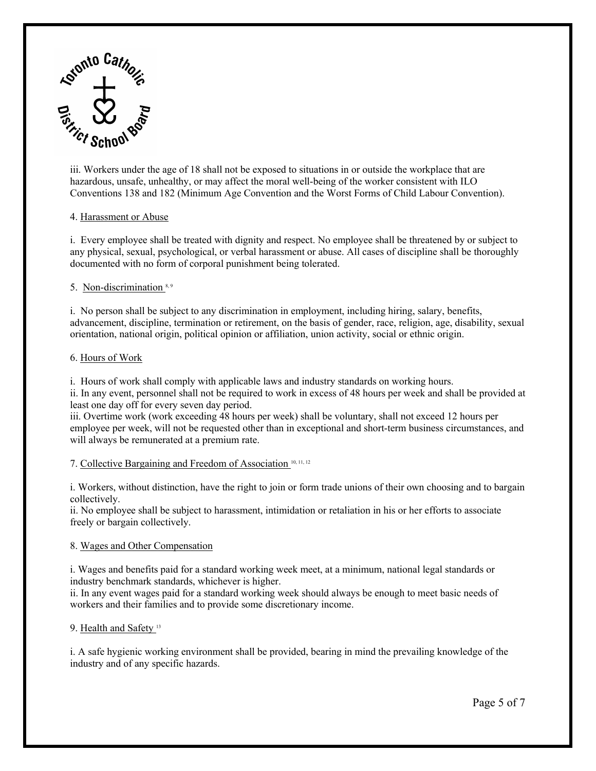iii. Workers under the age of 18 shall not be exposed to situations in or outside the workplace that are hazardous, unsafe, unhealthy, or may affect the moral well-being of the worker consistent with ILO Conventions 138 and 182 (Minimum Age Convention and the Worst Forms of Child Labour Convention).

4. Harassment or Abuse

i. Every employee shall be treated with dignity and respect. No employee shall be threatened by or subject to any physical, sexual, psychological, or verbal harassment or abuse. All cases of discipline shall be thoroughly documented with no form of corporal punishment being tolerated.

5. Non-discrimination [8, 9]

i. No person shall be subject to any discrimination in employment, including hiring, salary, benefits, advancement, discipline, termination or retirement, on the basis of gender, race, religion, age, disability, sexual orientation, national origin, political opinion or affiliation, union activity, social or ethnic origin.

6. Hours of Work

i. Hours of work shall comply with applicable laws and industry standards on working hours.
ii. In any event, personnel shall not be required to work in excess of 48 hours per week and shall be provided at least one day off for every seven day period.
iii. Overtime work (work exceeding 48 hours per week) shall be voluntary, shall not exceed 12 hours per employee per week, will not be requested other than in exceptional and short-term business circumstances, and will always be remunerated at a premium rate.

7. Collective Bargaining and Freedom of Association [10, 11, 12]

i. Workers, without distinction, have the right to join or form trade unions of their own choosing and to bargain collectively.
ii. No employee shall be subject to harassment, intimidation or retaliation in his or her efforts to associate freely or bargain collectively.

8. Wages and Other Compensation

i. Wages and benefits paid for a standard working week meet, at a minimum, national legal standards or industry benchmark standards, whichever is higher.
ii. In any event wages paid for a standard working week should always be enough to meet basic needs of workers and their families and to provide some discretionary income.

9. Health and Safety [13]

i. A safe hygienic working environment shall be provided, bearing in mind the prevailing knowledge of the industry and of any specific hazards.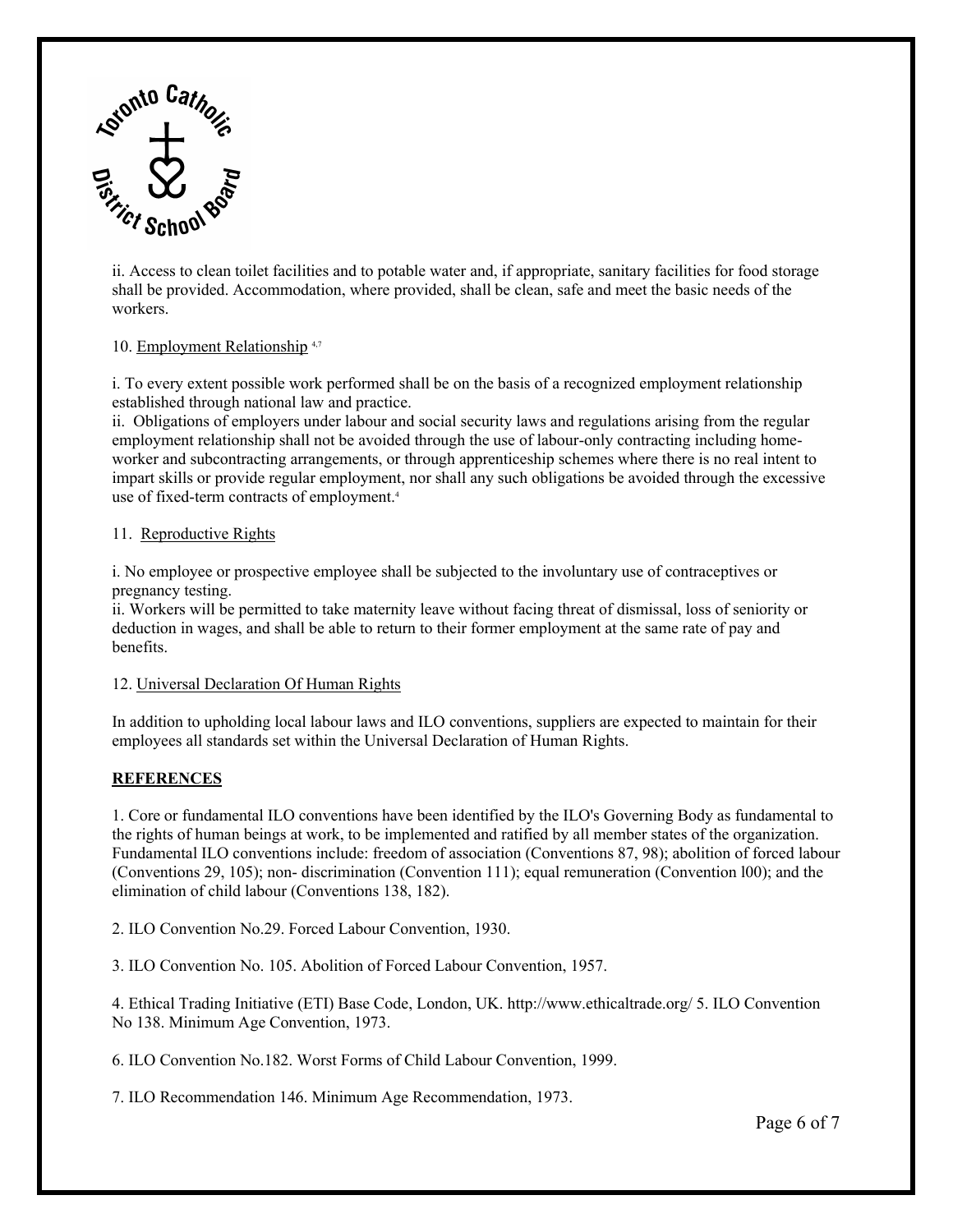ii. Access to clean toilet facilities and to potable water and, if appropriate, sanitary facilities for food storage shall be provided. Accommodation, where provided, shall be clean, safe and meet the basic needs of the workers.

10. Employment Relationship [4,7]

i. To every extent possible work performed shall be on the basis of a recognized employment relationship established through national law and practice.
ii. Obligations of employers under labour and social security laws and regulations arising from the regular employment relationship shall not be avoided through the use of labour-only contracting including home-worker and subcontracting arrangements, or through apprenticeship schemes where there is no real intent to impart skills or provide regular employment, nor shall any such obligations be avoided through the excessive use of fixed-term contracts of employment.[4]

11. Reproductive Rights

i. No employee or prospective employee shall be subjected to the involuntary use of contraceptives or pregnancy testing.
ii. Workers will be permitted to take maternity leave without facing threat of dismissal, loss of seniority or deduction in wages, and shall be able to return to their former employment at the same rate of pay and benefits.

12. Universal Declaration Of Human Rights

In addition to upholding local labour laws and ILO conventions, suppliers are expected to maintain for their employees all standards set within the Universal Declaration of Human Rights.

**REFERENCES**

1. Core or fundamental ILO conventions have been identified by the ILO's Governing Body as fundamental to the rights of human beings at work, to be implemented and ratified by all member states of the organization. Fundamental ILO conventions include: freedom of association (Conventions 87, 98); abolition of forced labour (Conventions 29, 105); non- discrimination (Convention 111); equal remuneration (Convention l00); and the elimination of child labour (Conventions 138, 182).

2. ILO Convention No.29. Forced Labour Convention, 1930.

3. ILO Convention No. 105. Abolition of Forced Labour Convention, 1957.

4. Ethical Trading Initiative (ETI) Base Code, London, UK. http://www.ethicaltrade.org/ 5. ILO Convention No 138. Minimum Age Convention, 1973.

6. ILO Convention No.182. Worst Forms of Child Labour Convention, 1999.

7. ILO Recommendation 146. Minimum Age Recommendation, 1973.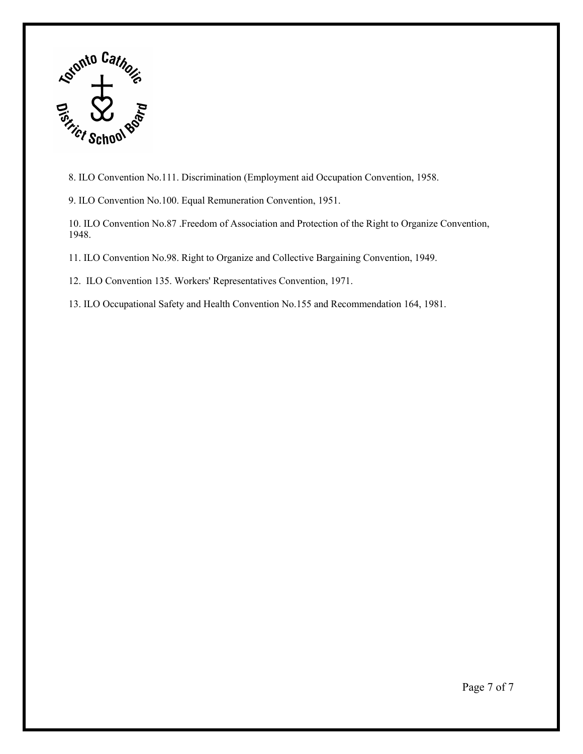8. ILO Convention No.111. Discrimination (Employment aid Occupation Convention, 1958.

9. ILO Convention No.100. Equal Remuneration Convention, 1951.

10. ILO Convention No.87 .Freedom of Association and Protection of the Right to Organize Convention, 1948.

11. ILO Convention No.98. Right to Organize and Collective Bargaining Convention, 1949.

12. ILO Convention 135. Workers' Representatives Convention, 1971.

13. ILO Occupational Safety and Health Convention No.155 and Recommendation 164, 1981.